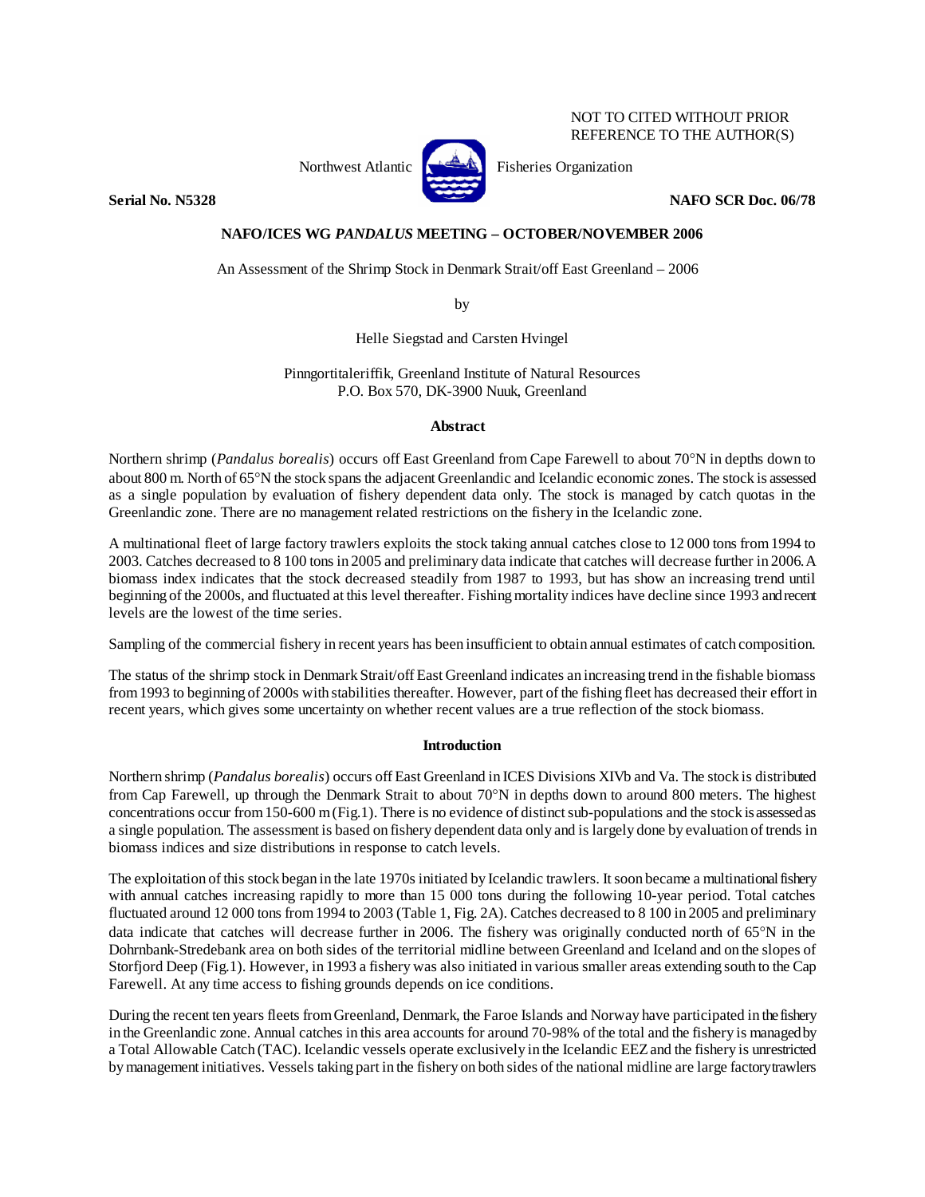NOT TO CITED WITHOUT PRIOR
REFERENCE TO THE AUTHOR(S)

Northwest Atlantic Fisheries Organization

**Serial No. N5328** **NAFO SCR Doc. 06/78**

**NAFO/ICES WG *PANDALUS* MEETING – OCTOBER/NOVEMBER 2006**

An Assessment of the Shrimp Stock in Denmark Strait/off East Greenland – 2006

by

Helle Siegstad and Carsten Hvingel

Pinngortitaleriffik, Greenland Institute of Natural Resources
P.O. Box 570, DK-3900 Nuuk, Greenland

## Abstract

Northern shrimp (*Pandalus borealis*) occurs off East Greenland from Cape Farewell to about 70°N in depths down to about 800 m. North of 65°N the stock spans the adjacent Greenlandic and Icelandic economic zones. The stock is assessed as a single population by evaluation of fishery dependent data only. The stock is managed by catch quotas in the Greenlandic zone. There are no management related restrictions on the fishery in the Icelandic zone.

A multinational fleet of large factory trawlers exploits the stock taking annual catches close to 12 000 tons from 1994 to 2003. Catches decreased to 8 100 tons in 2005 and preliminary data indicate that catches will decrease further in 2006. A biomass index indicates that the stock decreased steadily from 1987 to 1993, but has show an increasing trend until beginning of the 2000s, and fluctuated at this level thereafter. Fishing mortality indices have decline since 1993 and recent levels are the lowest of the time series.

Sampling of the commercial fishery in recent years has been insufficient to obtain annual estimates of catch composition.

The status of the shrimp stock in Denmark Strait/off East Greenland indicates an increasing trend in the fishable biomass from 1993 to beginning of 2000s with stabilities thereafter. However, part of the fishing fleet has decreased their effort in recent years, which gives some uncertainty on whether recent values are a true reflection of the stock biomass.

## Introduction

Northern shrimp (*Pandalus borealis*) occurs off East Greenland in ICES Divisions XIVb and Va. The stock is distributed from Cap Farewell, up through the Denmark Strait to about 70°N in depths down to around 800 meters. The highest concentrations occur from 150-600 m (Fig.1). There is no evidence of distinct sub-populations and the stock is assessed as a single population. The assessment is based on fishery dependent data only and is largely done by evaluation of trends in biomass indices and size distributions in response to catch levels.

The exploitation of this stock began in the late 1970s initiated by Icelandic trawlers. It soon became a multinational fishery with annual catches increasing rapidly to more than 15 000 tons during the following 10-year period. Total catches fluctuated around 12 000 tons from 1994 to 2003 (Table 1, Fig. 2A). Catches decreased to 8 100 in 2005 and preliminary data indicate that catches will decrease further in 2006. The fishery was originally conducted north of 65°N in the Dohrnbank-Stredebank area on both sides of the territorial midline between Greenland and Iceland and on the slopes of Storfjord Deep (Fig.1). However, in 1993 a fishery was also initiated in various smaller areas extending south to the Cap Farewell. At any time access to fishing grounds depends on ice conditions.

During the recent ten years fleets from Greenland, Denmark, the Faroe Islands and Norway have participated in the fishery in the Greenlandic zone. Annual catches in this area accounts for around 70-98% of the total and the fishery is managed by a Total Allowable Catch (TAC). Icelandic vessels operate exclusively in the Icelandic EEZ and the fishery is unrestricted by management initiatives. Vessels taking part in the fishery on both sides of the national midline are large factory trawlers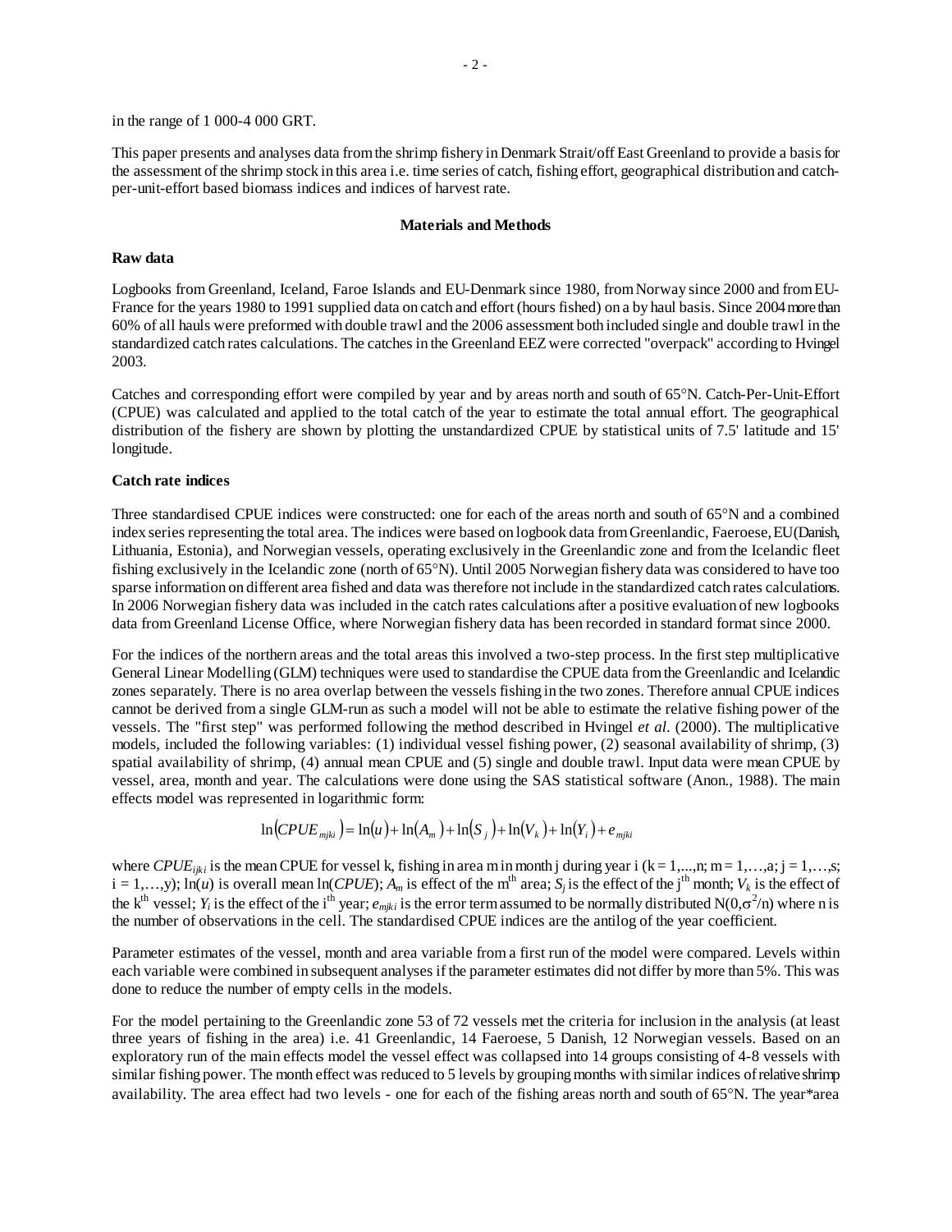in the range of 1 000-4 000 GRT.

This paper presents and analyses data from the shrimp fishery in Denmark Strait/off East Greenland to provide a basis for the assessment of the shrimp stock in this area i.e. time series of catch, fishing effort, geographical distribution and catch-per-unit-effort based biomass indices and indices of harvest rate.

## Materials and Methods

### Raw data

Logbooks from Greenland, Iceland, Faroe Islands and EU-Denmark since 1980, from Norway since 2000 and from EU-France for the years 1980 to 1991 supplied data on catch and effort (hours fished) on a by haul basis. Since 2004 more than 60% of all hauls were preformed with double trawl and the 2006 assessment both included single and double trawl in the standardized catch rates calculations. The catches in the Greenland EEZ were corrected "overpack" according to Hvingel 2003.

Catches and corresponding effort were compiled by year and by areas north and south of 65°N. Catch-Per-Unit-Effort (CPUE) was calculated and applied to the total catch of the year to estimate the total annual effort. The geographical distribution of the fishery are shown by plotting the unstandardized CPUE by statistical units of 7.5' latitude and 15' longitude.

### Catch rate indices

Three standardised CPUE indices were constructed: one for each of the areas north and south of 65°N and a combined index series representing the total area. The indices were based on logbook data from Greenlandic, Faeroese, EU(Danish, Lithuania, Estonia), and Norwegian vessels, operating exclusively in the Greenlandic zone and from the Icelandic fleet fishing exclusively in the Icelandic zone (north of 65°N). Until 2005 Norwegian fishery data was considered to have too sparse information on different area fished and data was therefore not include in the standardized catch rates calculations. In 2006 Norwegian fishery data was included in the catch rates calculations after a positive evaluation of new logbooks data from Greenland License Office, where Norwegian fishery data has been recorded in standard format since 2000.

For the indices of the northern areas and the total areas this involved a two-step process. In the first step multiplicative General Linear Modelling (GLM) techniques were used to standardise the CPUE data from the Greenlandic and Icelandic zones separately. There is no area overlap between the vessels fishing in the two zones. Therefore annual CPUE indices cannot be derived from a single GLM-run as such a model will not be able to estimate the relative fishing power of the vessels. The "first step" was performed following the method described in Hvingel *et al*. (2000). The multiplicative models, included the following variables: (1) individual vessel fishing power, (2) seasonal availability of shrimp, (3) spatial availability of shrimp, (4) annual mean CPUE and (5) single and double trawl. Input data were mean CPUE by vessel, area, month and year. The calculations were done using the SAS statistical software (Anon., 1988). The main effects model was represented in logarithmic form:

$$\ln(CPUE_{mjki}) = \ln(u) + \ln(A_m) + \ln(S_j) + \ln(V_k) + \ln(Y_i) + e_{mjki}$$

where $CPUE_{ijki}$ is the mean CPUE for vessel k, fishing in area m in month j during year i (k = 1,...,n; m = 1,…,a; j = 1,…,s; i = 1,…,y); ln($u$) is overall mean ln($CPUE$); $A_m$ is effect of the m$^{th}$ area; $S_j$ is the effect of the j$^{th}$ month; $V_k$ is the effect of the k$^{th}$ vessel; $Y_i$ is the effect of the i$^{th}$ year; $e_{mjki}$ is the error term assumed to be normally distributed $N(0,\sigma^2/n)$ where n is the number of observations in the cell. The standardised CPUE indices are the antilog of the year coefficient.

Parameter estimates of the vessel, month and area variable from a first run of the model were compared. Levels within each variable were combined in subsequent analyses if the parameter estimates did not differ by more than 5%. This was done to reduce the number of empty cells in the models.

For the model pertaining to the Greenlandic zone 53 of 72 vessels met the criteria for inclusion in the analysis (at least three years of fishing in the area) i.e. 41 Greenlandic, 14 Faeroese, 5 Danish, 12 Norwegian vessels. Based on an exploratory run of the main effects model the vessel effect was collapsed into 14 groups consisting of 4-8 vessels with similar fishing power. The month effect was reduced to 5 levels by grouping months with similar indices of relative shrimp availability. The area effect had two levels - one for each of the fishing areas north and south of 65°N. The year*area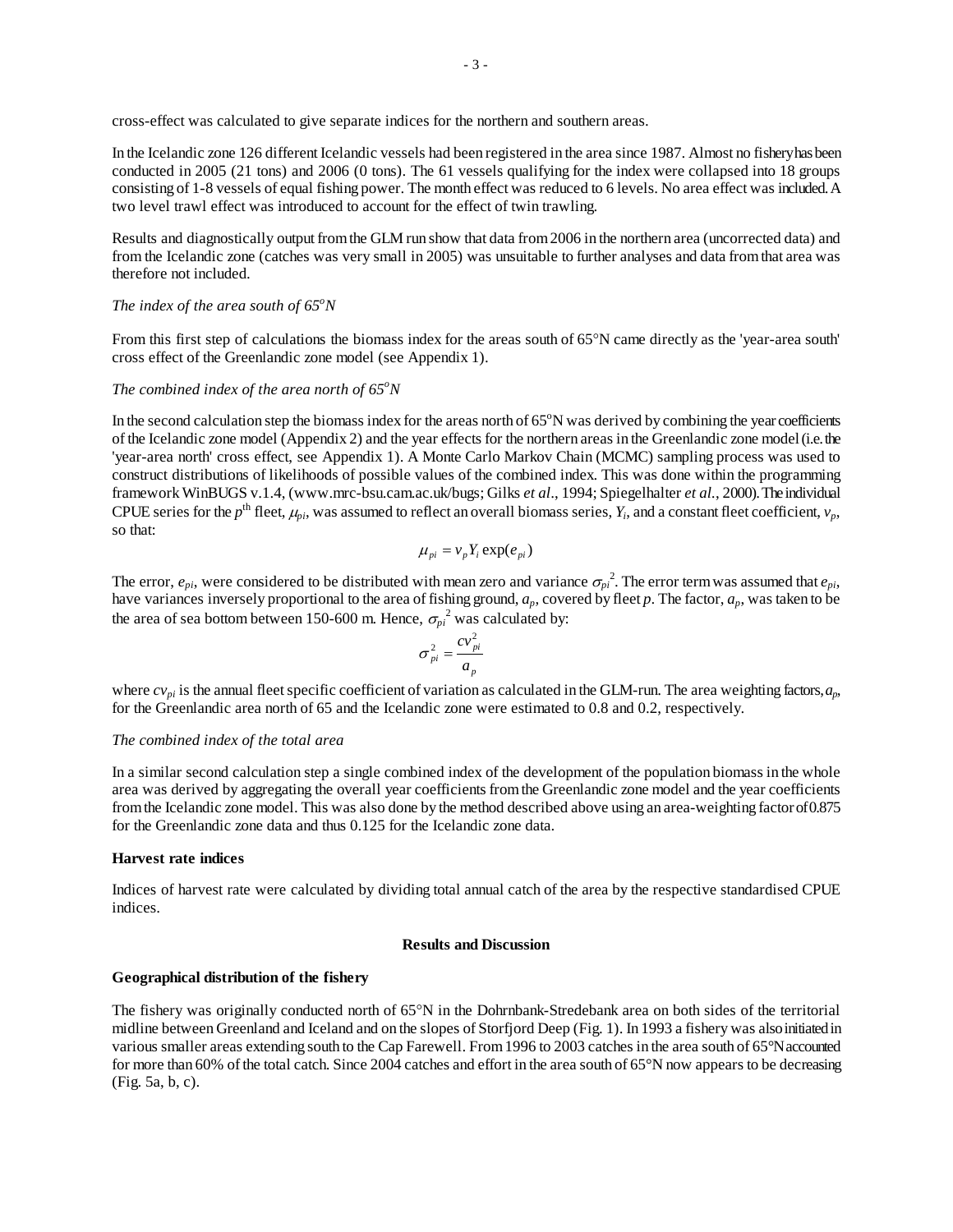cross-effect was calculated to give separate indices for the northern and southern areas.

In the Icelandic zone 126 different Icelandic vessels had been registered in the area since 1987. Almost no fishery has been conducted in 2005 (21 tons) and 2006 (0 tons). The 61 vessels qualifying for the index were collapsed into 18 groups consisting of 1-8 vessels of equal fishing power. The month effect was reduced to 6 levels. No area effect was included. A two level trawl effect was introduced to account for the effect of twin trawling.

Results and diagnostically output from the GLM run show that data from 2006 in the northern area (uncorrected data) and from the Icelandic zone (catches was very small in 2005) was unsuitable to further analyses and data from that area was therefore not included.

*The index of the area south of 65°N*

From this first step of calculations the biomass index for the areas south of 65°N came directly as the 'year-area south' cross effect of the Greenlandic zone model (see Appendix 1).

*The combined index of the area north of 65°N*

In the second calculation step the biomass index for the areas north of 65°N was derived by combining the year coefficients of the Icelandic zone model (Appendix 2) and the year effects for the northern areas in the Greenlandic zone model (i.e. the 'year-area north' cross effect, see Appendix 1). A Monte Carlo Markov Chain (MCMC) sampling process was used to construct distributions of likelihoods of possible values of the combined index. This was done within the programming framework WinBUGS v.1.4, (www.mrc-bsu.cam.ac.uk/bugs; Gilks *et al*., 1994; Spiegelhalter *et al*., 2000). The individual CPUE series for the $p^{th}$ fleet, $\mu_{pi}$, was assumed to reflect an overall biomass series, $Y_i$, and a constant fleet coefficient, $v_p$, so that:

$$\mu_{pi} = v_p Y_i \exp(e_{pi})$$

The error, $e_{pi}$, were considered to be distributed with mean zero and variance $\sigma_{pi}^2$. The error term was assumed that $e_{pi}$, have variances inversely proportional to the area of fishing ground, $a_p$, covered by fleet $p$. The factor, $a_p$, was taken to be the area of sea bottom between 150-600 m. Hence, $\sigma_{pi}^2$ was calculated by:

$$\sigma_{pi}^2 = \frac{cv_{pi}^2}{a_p}$$

where $cv_{pi}$ is the annual fleet specific coefficient of variation as calculated in the GLM-run. The area weighting factors, $a_p$, for the Greenlandic area north of 65 and the Icelandic zone were estimated to 0.8 and 0.2, respectively.

*The combined index of the total area*

In a similar second calculation step a single combined index of the development of the population biomass in the whole area was derived by aggregating the overall year coefficients from the Greenlandic zone model and the year coefficients from the Icelandic zone model. This was also done by the method described above using an area-weighting factor of 0.875 for the Greenlandic zone data and thus 0.125 for the Icelandic zone data.

**Harvest rate indices**

Indices of harvest rate were calculated by dividing total annual catch of the area by the respective standardised CPUE indices.

## Results and Discussion

**Geographical distribution of the fishery**

The fishery was originally conducted north of 65°N in the Dohrnbank-Stredebank area on both sides of the territorial midline between Greenland and Iceland and on the slopes of Storfjord Deep (Fig. 1). In 1993 a fishery was also initiated in various smaller areas extending south to the Cap Farewell. From 1996 to 2003 catches in the area south of 65°N accounted for more than 60% of the total catch. Since 2004 catches and effort in the area south of 65°N now appears to be decreasing (Fig. 5a, b, c).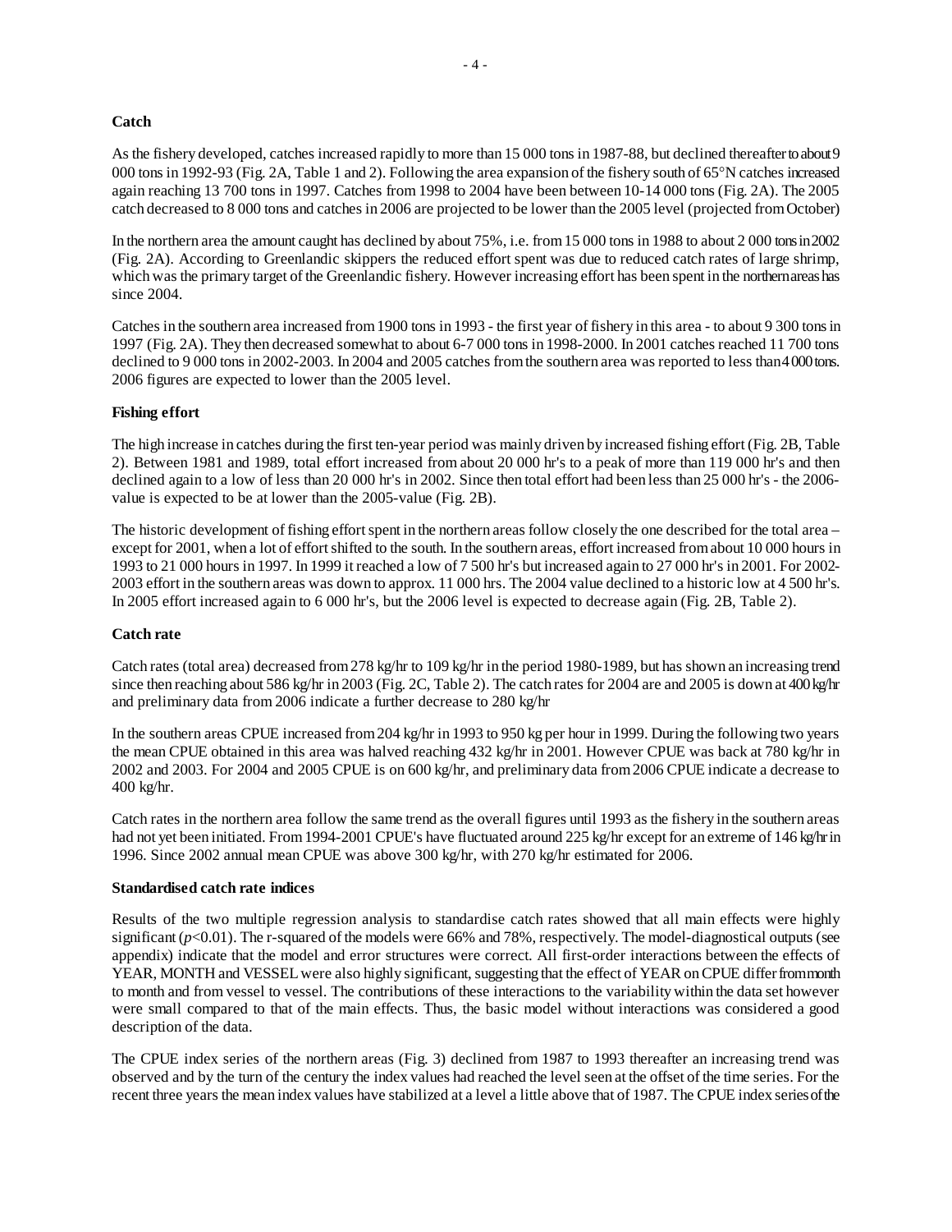**Catch**

As the fishery developed, catches increased rapidly to more than 15 000 tons in 1987-88, but declined thereafter to about 9 000 tons in 1992-93 (Fig. 2A, Table 1 and 2). Following the area expansion of the fishery south of 65°N catches increased again reaching 13 700 tons in 1997. Catches from 1998 to 2004 have been between 10-14 000 tons (Fig. 2A). The 2005 catch decreased to 8 000 tons and catches in 2006 are projected to be lower than the 2005 level (projected from October)

In the northern area the amount caught has declined by about 75%, i.e. from 15 000 tons in 1988 to about 2 000 tons in 2002 (Fig. 2A). According to Greenlandic skippers the reduced effort spent was due to reduced catch rates of large shrimp, which was the primary target of the Greenlandic fishery. However increasing effort has been spent in the northern areas has since 2004.

Catches in the southern area increased from 1900 tons in 1993 - the first year of fishery in this area - to about 9 300 tons in 1997 (Fig. 2A). They then decreased somewhat to about 6-7 000 tons in 1998-2000. In 2001 catches reached 11 700 tons declined to 9 000 tons in 2002-2003. In 2004 and 2005 catches from the southern area was reported to less than 4 000 tons. 2006 figures are expected to lower than the 2005 level.

**Fishing effort**

The high increase in catches during the first ten-year period was mainly driven by increased fishing effort (Fig. 2B, Table 2). Between 1981 and 1989, total effort increased from about 20 000 hr's to a peak of more than 119 000 hr's and then declined again to a low of less than 20 000 hr's in 2002. Since then total effort had been less than 25 000 hr's - the 2006-value is expected to be at lower than the 2005-value (Fig. 2B).

The historic development of fishing effort spent in the northern areas follow closely the one described for the total area – except for 2001, when a lot of effort shifted to the south. In the southern areas, effort increased from about 10 000 hours in 1993 to 21 000 hours in 1997. In 1999 it reached a low of 7 500 hr's but increased again to 27 000 hr's in 2001. For 2002-2003 effort in the southern areas was down to approx. 11 000 hrs. The 2004 value declined to a historic low at 4 500 hr's. In 2005 effort increased again to 6 000 hr's, but the 2006 level is expected to decrease again (Fig. 2B, Table 2).

**Catch rate**

Catch rates (total area) decreased from 278 kg/hr to 109 kg/hr in the period 1980-1989, but has shown an increasing trend since then reaching about 586 kg/hr in 2003 (Fig. 2C, Table 2). The catch rates for 2004 are and 2005 is down at 400 kg/hr and preliminary data from 2006 indicate a further decrease to 280 kg/hr

In the southern areas CPUE increased from 204 kg/hr in 1993 to 950 kg per hour in 1999. During the following two years the mean CPUE obtained in this area was halved reaching 432 kg/hr in 2001. However CPUE was back at 780 kg/hr in 2002 and 2003. For 2004 and 2005 CPUE is on 600 kg/hr, and preliminary data from 2006 CPUE indicate a decrease to 400 kg/hr.

Catch rates in the northern area follow the same trend as the overall figures until 1993 as the fishery in the southern areas had not yet been initiated. From 1994-2001 CPUE's have fluctuated around 225 kg/hr except for an extreme of 146 kg/hr in 1996. Since 2002 annual mean CPUE was above 300 kg/hr, with 270 kg/hr estimated for 2006.

**Standardised catch rate indices**

Results of the two multiple regression analysis to standardise catch rates showed that all main effects were highly significant ($p<0.01$). The r-squared of the models were 66% and 78%, respectively. The model-diagnostical outputs (see appendix) indicate that the model and error structures were correct. All first-order interactions between the effects of YEAR, MONTH and VESSEL were also highly significant, suggesting that the effect of YEAR on CPUE differ from month to month and from vessel to vessel. The contributions of these interactions to the variability within the data set however were small compared to that of the main effects. Thus, the basic model without interactions was considered a good description of the data.

The CPUE index series of the northern areas (Fig. 3) declined from 1987 to 1993 thereafter an increasing trend was observed and by the turn of the century the index values had reached the level seen at the offset of the time series. For the recent three years the mean index values have stabilized at a level a little above that of 1987. The CPUE index series of the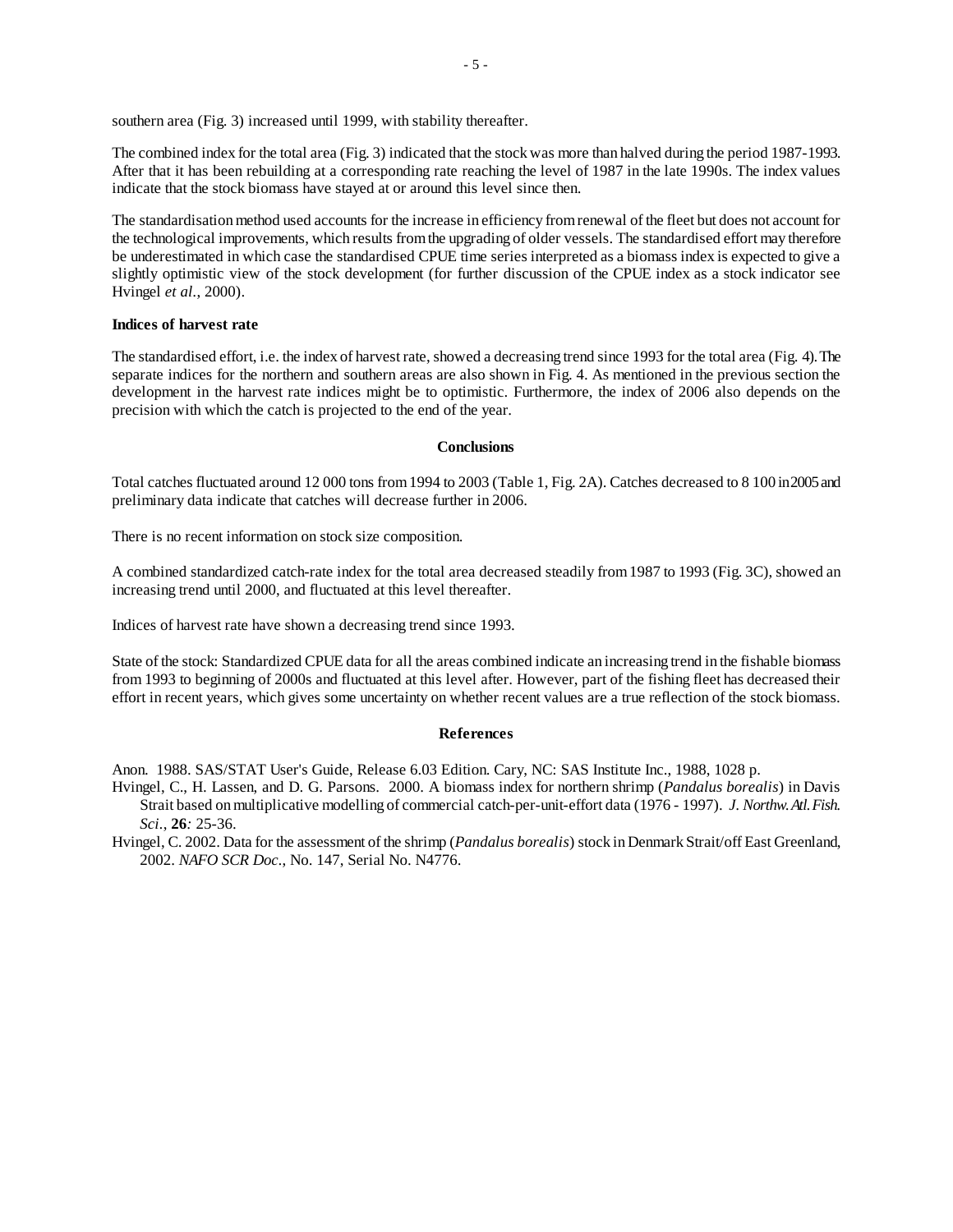southern area (Fig. 3) increased until 1999, with stability thereafter.

The combined index for the total area (Fig. 3) indicated that the stock was more than halved during the period 1987-1993. After that it has been rebuilding at a corresponding rate reaching the level of 1987 in the late 1990s. The index values indicate that the stock biomass have stayed at or around this level since then.

The standardisation method used accounts for the increase in efficiency from renewal of the fleet but does not account for the technological improvements, which results from the upgrading of older vessels. The standardised effort may therefore be underestimated in which case the standardised CPUE time series interpreted as a biomass index is expected to give a slightly optimistic view of the stock development (for further discussion of the CPUE index as a stock indicator see Hvingel *et al*., 2000).

**Indices of harvest rate**

The standardised effort, i.e. the index of harvest rate, showed a decreasing trend since 1993 for the total area (Fig. 4). The separate indices for the northern and southern areas are also shown in Fig. 4. As mentioned in the previous section the development in the harvest rate indices might be to optimistic. Furthermore, the index of 2006 also depends on the precision with which the catch is projected to the end of the year.

## Conclusions

Total catches fluctuated around 12 000 tons from 1994 to 2003 (Table 1, Fig. 2A). Catches decreased to 8 100 in 2005 and preliminary data indicate that catches will decrease further in 2006.

There is no recent information on stock size composition.

A combined standardized catch-rate index for the total area decreased steadily from 1987 to 1993 (Fig. 3C), showed an increasing trend until 2000, and fluctuated at this level thereafter.

Indices of harvest rate have shown a decreasing trend since 1993.

State of the stock: Standardized CPUE data for all the areas combined indicate an increasing trend in the fishable biomass from 1993 to beginning of 2000s and fluctuated at this level after. However, part of the fishing fleet has decreased their effort in recent years, which gives some uncertainty on whether recent values are a true reflection of the stock biomass.

## References

Anon. 1988. SAS/STAT User's Guide, Release 6.03 Edition. Cary, NC: SAS Institute Inc., 1988, 1028 p.

Hvingel, C., H. Lassen, and D. G. Parsons. 2000. A biomass index for northern shrimp (*Pandalus borealis*) in Davis Strait based on multiplicative modelling of commercial catch-per-unit-effort data (1976 - 1997). *J. Northw. Atl. Fish. Sci*., **26***:* 25-36.

Hvingel, C. 2002. Data for the assessment of the shrimp (*Pandalus borealis*) stock in Denmark Strait/off East Greenland, 2002. *NAFO SCR Doc*., No. 147, Serial No. N4776.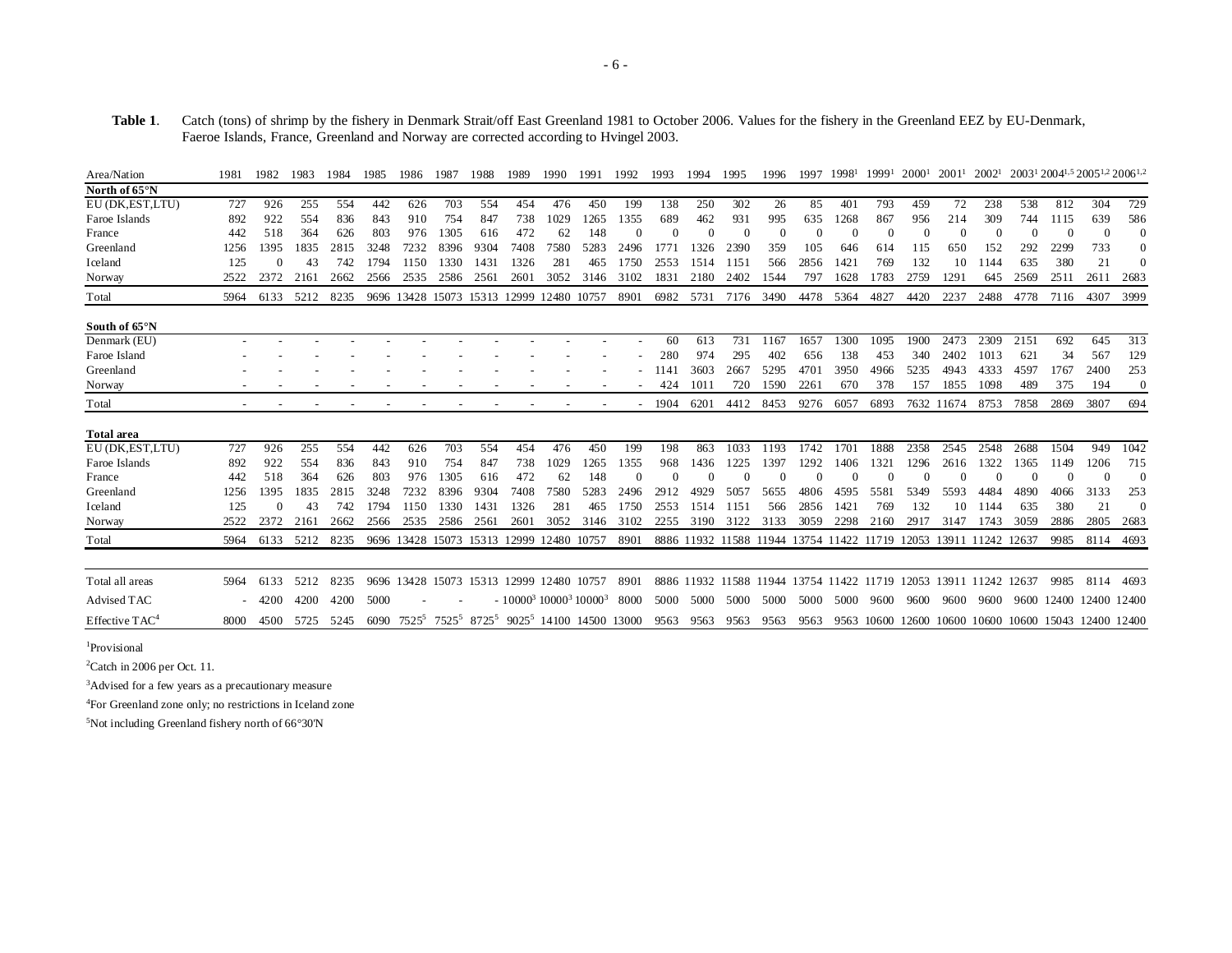**Table 1**. Catch (tons) of shrimp by the fishery in Denmark Strait/off East Greenland 1981 to October 2006. Values for the fishery in the Greenland EEZ by EU-Denmark, Faeroe Islands, France, Greenland and Norway are corrected according to Hvingel 2003.

| Area/Nation | 1981 | 1982 | 1983 | 1984 | 1985 | 1986 | 1987 | 1988 | 1989 | 1990 | 1991 | 1992 | 1993 | 1994 | 1995 | 1996 | 1997 | 1998[1] | 1999[1] | 2000[1] | 2001[1] | 2002[1] | 2003[1] | 2004[1,5] | 2005[1,2] | 2006[1,2] |
|---|---|---|---|---|---|---|---|---|---|---|---|---|---|---|---|---|---|---|---|---|---|---|---|---|---|---|
| **North of 65°N** | | | | | | | | | | | | | | | | | | | | | | | | | | |
| EU (DK,EST,LTU) | 727 | 926 | 255 | 554 | 442 | 626 | 703 | 554 | 454 | 476 | 450 | 199 | 138 | 250 | 302 | 26 | 85 | 401 | 793 | 459 | 72 | 238 | 538 | 812 | 304 | 729 |
| Faroe Islands | 892 | 922 | 554 | 836 | 843 | 910 | 754 | 847 | 738 | 1029 | 1265 | 1355 | 689 | 462 | 931 | 995 | 635 | 1268 | 867 | 956 | 214 | 309 | 744 | 1115 | 639 | 586 |
| France | 442 | 518 | 364 | 626 | 803 | 976 | 1305 | 616 | 472 | 62 | 148 | 0 | 0 | 0 | 0 | 0 | 0 | 0 | 0 | 0 | 0 | 0 | 0 | 0 | 0 | 0 |
| Greenland | 1256 | 1395 | 1835 | 2815 | 3248 | 7232 | 8396 | 9304 | 7408 | 7580 | 5283 | 2496 | 1771 | 1326 | 2390 | 359 | 105 | 646 | 614 | 115 | 650 | 152 | 292 | 2299 | 733 | 0 |
| Iceland | 125 | 0 | 43 | 742 | 1794 | 1150 | 1330 | 1431 | 1326 | 281 | 465 | 1750 | 2553 | 1514 | 1151 | 566 | 2856 | 1421 | 769 | 132 | 10 | 1144 | 635 | 380 | 21 | 0 |
| Norway | 2522 | 2372 | 2161 | 2662 | 2566 | 2535 | 2586 | 2561 | 2601 | 3052 | 3146 | 3102 | 1831 | 2180 | 2402 | 1544 | 797 | 1628 | 1783 | 2759 | 1291 | 645 | 2569 | 2511 | 2611 | 2683 |
| Total | 5964 | 6133 | 5212 | 8235 | 9696 | 13428 | 15073 | 15313 | 12999 | 12480 | 10757 | 8901 | 6982 | 5731 | 7176 | 3490 | 4478 | 5364 | 4827 | 4420 | 2237 | 2488 | 4778 | 7116 | 4307 | 3999 |
| **South of 65°N** | | | | | | | | | | | | | | | | | | | | | | | | | | |
| Denmark (EU) | - | - | - | - | - | - | - | - | - | - | - | - | 60 | 613 | 731 | 1167 | 1657 | 1300 | 1095 | 1900 | 2473 | 2309 | 2151 | 692 | 645 | 313 |
| Faroe Island | - | - | - | - | - | - | - | - | - | - | - | - | 280 | 974 | 295 | 402 | 656 | 138 | 453 | 340 | 2402 | 1013 | 621 | 34 | 567 | 129 |
| Greenland | - | - | - | - | - | - | - | - | - | - | - | - | 1141 | 3603 | 2667 | 5295 | 4701 | 3950 | 4966 | 5235 | 4943 | 4333 | 4597 | 1767 | 2400 | 253 |
| Norway | - | - | - | - | - | - | - | - | - | - | - | - | 424 | 1011 | 720 | 1590 | 2261 | 670 | 378 | 157 | 1855 | 1098 | 489 | 375 | 194 | 0 |
| Total | - | - | - | - | - | - | - | - | - | - | - | - | 1904 | 6201 | 4412 | 8453 | 9276 | 6057 | 6893 | 7632 | 11674 | 8753 | 7858 | 2869 | 3807 | 694 |
| **Total area** | | | | | | | | | | | | | | | | | | | | | | | | | | |
| EU (DK,EST,LTU) | 727 | 926 | 255 | 554 | 442 | 626 | 703 | 554 | 454 | 476 | 450 | 199 | 198 | 863 | 1033 | 1193 | 1742 | 1701 | 1888 | 2358 | 2545 | 2548 | 2688 | 1504 | 949 | 1042 |
| Faroe Islands | 892 | 922 | 554 | 836 | 843 | 910 | 754 | 847 | 738 | 1029 | 1265 | 1355 | 968 | 1436 | 1225 | 1397 | 1292 | 1406 | 1321 | 1296 | 2616 | 1322 | 1365 | 1149 | 1206 | 715 |
| France | 442 | 518 | 364 | 626 | 803 | 976 | 1305 | 616 | 472 | 62 | 148 | 0 | 0 | 0 | 0 | 0 | 0 | 0 | 0 | 0 | 0 | 0 | 0 | 0 | 0 | 0 |
| Greenland | 1256 | 1395 | 1835 | 2815 | 3248 | 7232 | 8396 | 9304 | 7408 | 7580 | 5283 | 2496 | 2912 | 4929 | 5057 | 5655 | 4806 | 4595 | 5581 | 5349 | 5593 | 4484 | 4890 | 4066 | 3133 | 253 |
| Iceland | 125 | 0 | 43 | 742 | 1794 | 1150 | 1330 | 1431 | 1326 | 281 | 465 | 1750 | 2553 | 1514 | 1151 | 566 | 2856 | 1421 | 769 | 132 | 10 | 1144 | 635 | 380 | 21 | 0 |
| Norway | 2522 | 2372 | 2161 | 2662 | 2566 | 2535 | 2586 | 2561 | 2601 | 3052 | 3146 | 3102 | 2255 | 3190 | 3122 | 3133 | 3059 | 2298 | 2160 | 2917 | 3147 | 1743 | 3059 | 2886 | 2805 | 2683 |
| Total | 5964 | 6133 | 5212 | 8235 | 9696 | 13428 | 15073 | 15313 | 12999 | 12480 | 10757 | 8901 | 8886 | 11932 | 11588 | 11944 | 13754 | 11422 | 11719 | 12053 | 13911 | 11242 | 12637 | 9985 | 8114 | 4693 |
| | | | | | | | | | | | | | | | | | | | | | | | | | | |
| Total all areas | 5964 | 6133 | 5212 | 8235 | 9696 | 13428 | 15073 | 15313 | 12999 | 12480 | 10757 | 8901 | 8886 | 11932 | 11588 | 11944 | 13754 | 11422 | 11719 | 12053 | 13911 | 11242 | 12637 | 9985 | 8114 | 4693 |
| Advised TAC | - | 4200 | 4200 | 4200 | 5000 | - | - | - | 10000[3] | 10000[3] | 10000[3] | 8000 | 5000 | 5000 | 5000 | 5000 | 5000 | 5000 | 9600 | 9600 | 9600 | 9600 | 9600 | 12400 | 12400 | 12400 |
| Effective TAC[4] | 8000 | 4500 | 5725 | 5245 | 6090 | 7525[5] | 7525[5] | 8725[5] | 9025[5] | 14100 | 14500 | 13000 | 9563 | 9563 | 9563 | 9563 | 9563 | 9563 | 10600 | 12600 | 10600 | 10600 | 10600 | 15043 | 12400 | 12400 |

[1]Provisional

[2]Catch in 2006 per Oct. 11.

[3]Advised for a few years as a precautionary measure

[4]For Greenland zone only; no restrictions in Iceland zone

[5]Not including Greenland fishery north of 66°30'N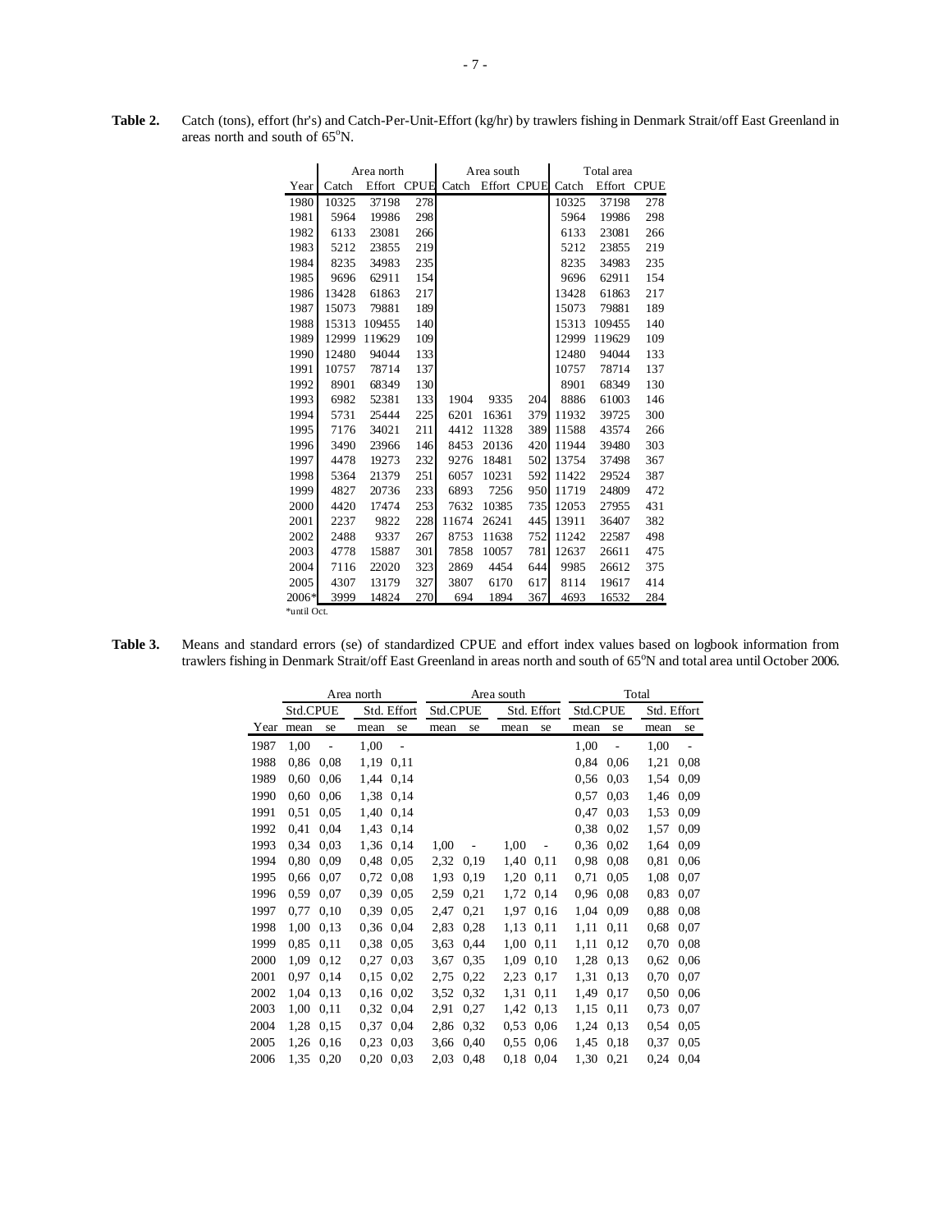**Table 2.** Catch (tons), effort (hr's) and Catch-Per-Unit-Effort (kg/hr) by trawlers fishing in Denmark Strait/off East Greenland in areas north and south of 65°N.

| | Area north | | | Area south | | | Total area | | |
|---|---|---|---|---|---|---|---|---|---|
| Year | Catch | Effort | CPUE | Catch | Effort | CPUE | Catch | Effort | CPUE |
| 1980 | 10325 | 37198 | 278 | | | | 10325 | 37198 | 278 |
| 1981 | 5964 | 19986 | 298 | | | | 5964 | 19986 | 298 |
| 1982 | 6133 | 23081 | 266 | | | | 6133 | 23081 | 266 |
| 1983 | 5212 | 23855 | 219 | | | | 5212 | 23855 | 219 |
| 1984 | 8235 | 34983 | 235 | | | | 8235 | 34983 | 235 |
| 1985 | 9696 | 62911 | 154 | | | | 9696 | 62911 | 154 |
| 1986 | 13428 | 61863 | 217 | | | | 13428 | 61863 | 217 |
| 1987 | 15073 | 79881 | 189 | | | | 15073 | 79881 | 189 |
| 1988 | 15313 | 109455 | 140 | | | | 15313 | 109455 | 140 |
| 1989 | 12999 | 119629 | 109 | | | | 12999 | 119629 | 109 |
| 1990 | 12480 | 94044 | 133 | | | | 12480 | 94044 | 133 |
| 1991 | 10757 | 78714 | 137 | | | | 10757 | 78714 | 137 |
| 1992 | 8901 | 68349 | 130 | | | | 8901 | 68349 | 130 |
| 1993 | 6982 | 52381 | 133 | 1904 | 9335 | 204 | 8886 | 61003 | 146 |
| 1994 | 5731 | 25444 | 225 | 6201 | 16361 | 379 | 11932 | 39725 | 300 |
| 1995 | 7176 | 34021 | 211 | 4412 | 11328 | 389 | 11588 | 43574 | 266 |
| 1996 | 3490 | 23966 | 146 | 8453 | 20136 | 420 | 11944 | 39480 | 303 |
| 1997 | 4478 | 19273 | 232 | 9276 | 18481 | 502 | 13754 | 37498 | 367 |
| 1998 | 5364 | 21379 | 251 | 6057 | 10231 | 592 | 11422 | 29524 | 387 |
| 1999 | 4827 | 20736 | 233 | 6893 | 7256 | 950 | 11719 | 24809 | 472 |
| 2000 | 4420 | 17474 | 253 | 7632 | 10385 | 735 | 12053 | 27955 | 431 |
| 2001 | 2237 | 9822 | 228 | 11674 | 26241 | 445 | 13911 | 36407 | 382 |
| 2002 | 2488 | 9337 | 267 | 8753 | 11638 | 752 | 11242 | 22587 | 498 |
| 2003 | 4778 | 15887 | 301 | 7858 | 10057 | 781 | 12637 | 26611 | 475 |
| 2004 | 7116 | 22020 | 323 | 2869 | 4454 | 644 | 9985 | 26612 | 375 |
| 2005 | 4307 | 13179 | 327 | 3807 | 6170 | 617 | 8114 | 19617 | 414 |
| 2006* | 3999 | 14824 | 270 | 694 | 1894 | 367 | 4693 | 16532 | 284 |

*until Oct.

**Table 3.** Means and standard errors (se) of standardized CPUE and effort index values based on logbook information from trawlers fishing in Denmark Strait/off East Greenland in areas north and south of 65°N and total area until October 2006.

| | Area north | | | | Area south | | | | Total | | | |
|---|---|---|---|---|---|---|---|---|---|---|---|---|
| | Std.CPUE | | Std. Effort | | Std.CPUE | | Std. Effort | | Std.CPUE | | Std. Effort | |
| Year | mean | se | mean | se | mean | se | mean | se | mean | se | mean | se |
| 1987 | 1,00 | - | 1,00 | - | | | | | 1,00 | - | 1,00 | - |
| 1988 | 0,86 | 0,08 | 1,19 | 0,11 | | | | | 0,84 | 0,06 | 1,21 | 0,08 |
| 1989 | 0,60 | 0,06 | 1,44 | 0,14 | | | | | 0,56 | 0,03 | 1,54 | 0,09 |
| 1990 | 0,60 | 0,06 | 1,38 | 0,14 | | | | | 0,57 | 0,03 | 1,46 | 0,09 |
| 1991 | 0,51 | 0,05 | 1,40 | 0,14 | | | | | 0,47 | 0,03 | 1,53 | 0,09 |
| 1992 | 0,41 | 0,04 | 1,43 | 0,14 | | | | | 0,38 | 0,02 | 1,57 | 0,09 |
| 1993 | 0,34 | 0,03 | 1,36 | 0,14 | 1,00 | - | 1,00 | - | 0,36 | 0,02 | 1,64 | 0,09 |
| 1994 | 0,80 | 0,09 | 0,48 | 0,05 | 2,32 | 0,19 | 1,40 | 0,11 | 0,98 | 0,08 | 0,81 | 0,06 |
| 1995 | 0,66 | 0,07 | 0,72 | 0,08 | 1,93 | 0,19 | 1,20 | 0,11 | 0,71 | 0,05 | 1,08 | 0,07 |
| 1996 | 0,59 | 0,07 | 0,39 | 0,05 | 2,59 | 0,21 | 1,72 | 0,14 | 0,96 | 0,08 | 0,83 | 0,07 |
| 1997 | 0,77 | 0,10 | 0,39 | 0,05 | 2,47 | 0,21 | 1,97 | 0,16 | 1,04 | 0,09 | 0,88 | 0,08 |
| 1998 | 1,00 | 0,13 | 0,36 | 0,04 | 2,83 | 0,28 | 1,13 | 0,11 | 1,11 | 0,11 | 0,68 | 0,07 |
| 1999 | 0,85 | 0,11 | 0,38 | 0,05 | 3,63 | 0,44 | 1,00 | 0,11 | 1,11 | 0,12 | 0,70 | 0,08 |
| 2000 | 1,09 | 0,12 | 0,27 | 0,03 | 3,67 | 0,35 | 1,09 | 0,10 | 1,28 | 0,13 | 0,62 | 0,06 |
| 2001 | 0,97 | 0,14 | 0,15 | 0,02 | 2,75 | 0,22 | 2,23 | 0,17 | 1,31 | 0,13 | 0,70 | 0,07 |
| 2002 | 1,04 | 0,13 | 0,16 | 0,02 | 3,52 | 0,32 | 1,31 | 0,11 | 1,49 | 0,17 | 0,50 | 0,06 |
| 2003 | 1,00 | 0,11 | 0,32 | 0,04 | 2,91 | 0,27 | 1,42 | 0,13 | 1,15 | 0,11 | 0,73 | 0,07 |
| 2004 | 1,28 | 0,15 | 0,37 | 0,04 | 2,86 | 0,32 | 0,53 | 0,06 | 1,24 | 0,13 | 0,54 | 0,05 |
| 2005 | 1,26 | 0,16 | 0,23 | 0,03 | 3,66 | 0,40 | 0,55 | 0,06 | 1,45 | 0,18 | 0,37 | 0,05 |
| 2006 | 1,35 | 0,20 | 0,20 | 0,03 | 2,03 | 0,48 | 0,18 | 0,04 | 1,30 | 0,21 | 0,24 | 0,04 |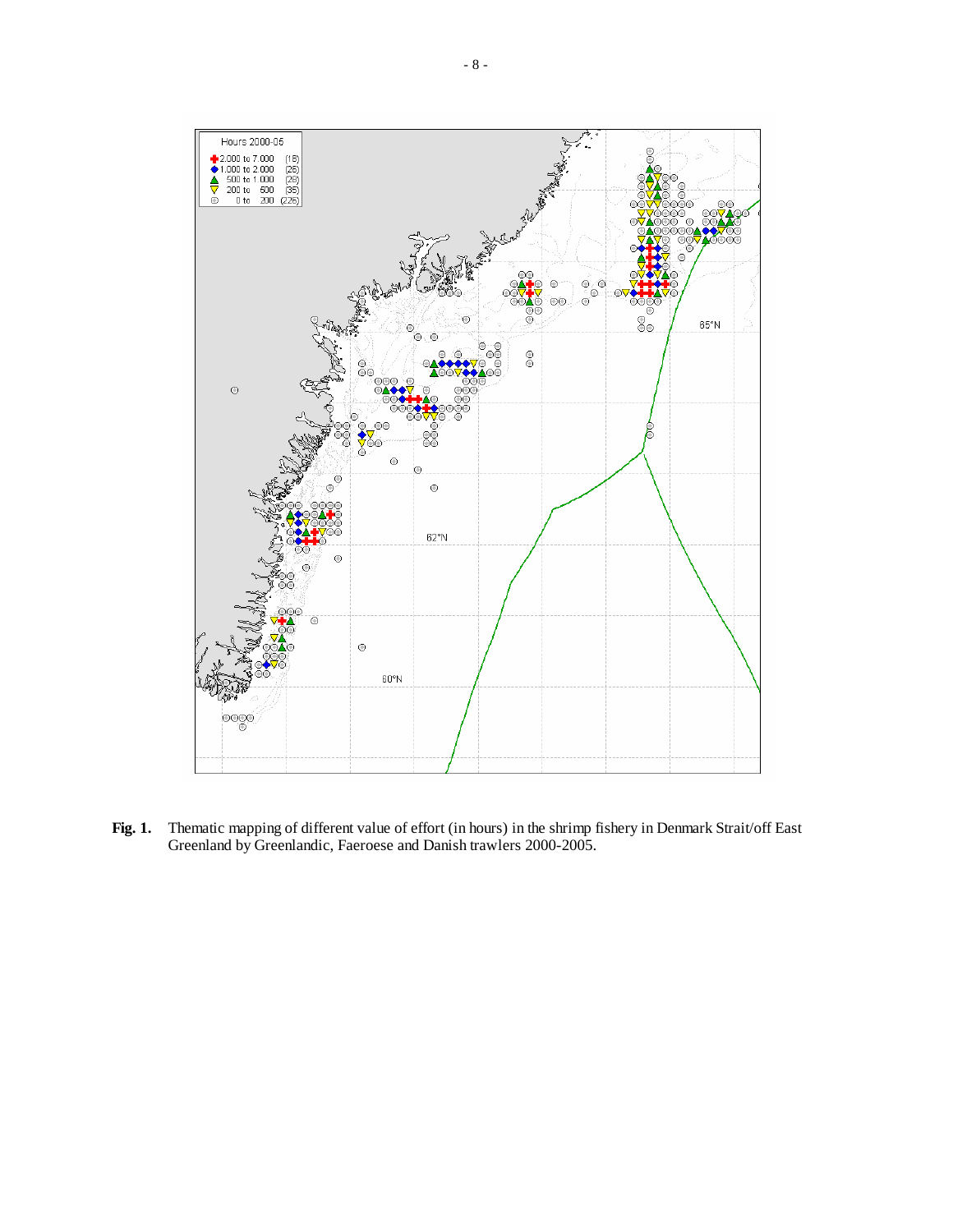**Fig. 1.** Thematic mapping of different value of effort (in hours) in the shrimp fishery in Denmark Strait/off East Greenland by Greenlandic, Faeroese and Danish trawlers 2000-2005.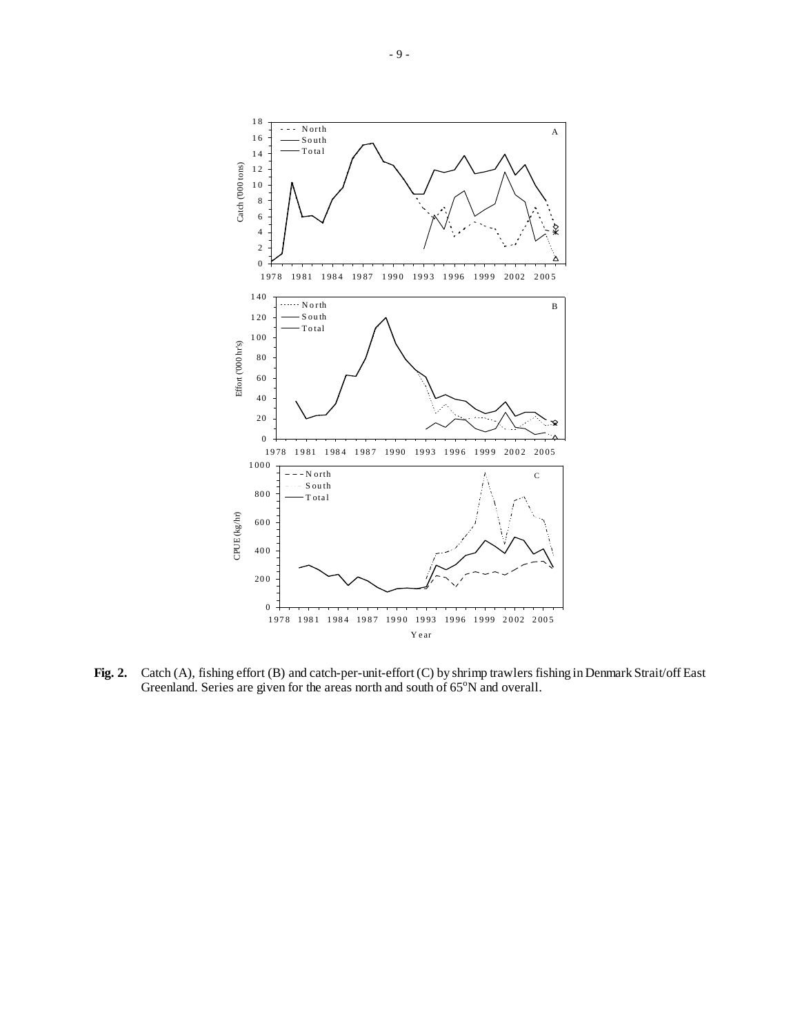**Fig. 2.** Catch (A), fishing effort (B) and catch-per-unit-effort (C) by shrimp trawlers fishing in Denmark Strait/off East Greenland. Series are given for the areas north and south of 65°N and overall.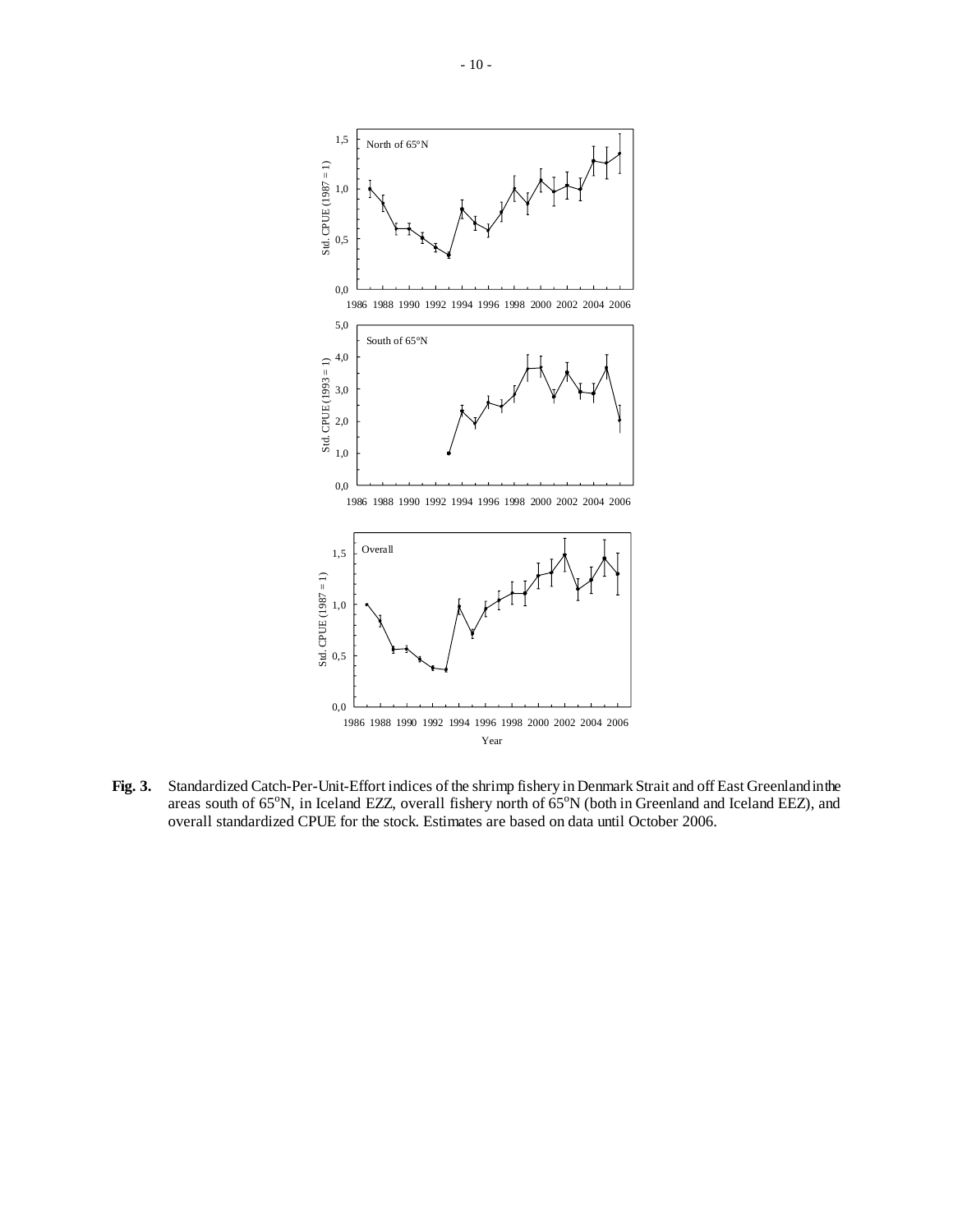**Fig. 3.** Standardized Catch-Per-Unit-Effort indices of the shrimp fishery in Denmark Strait and off East Greenland in the areas south of 65°N, in Iceland EZZ, overall fishery north of 65°N (both in Greenland and Iceland EEZ), and overall standardized CPUE for the stock. Estimates are based on data until October 2006.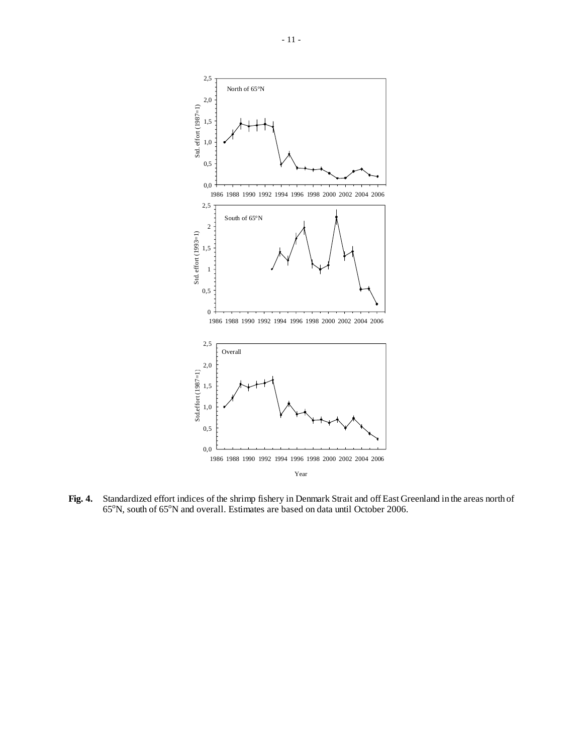**Fig. 4.** Standardized effort indices of the shrimp fishery in Denmark Strait and off East Greenland in the areas north of 65°N, south of 65°N and overall. Estimates are based on data until October 2006.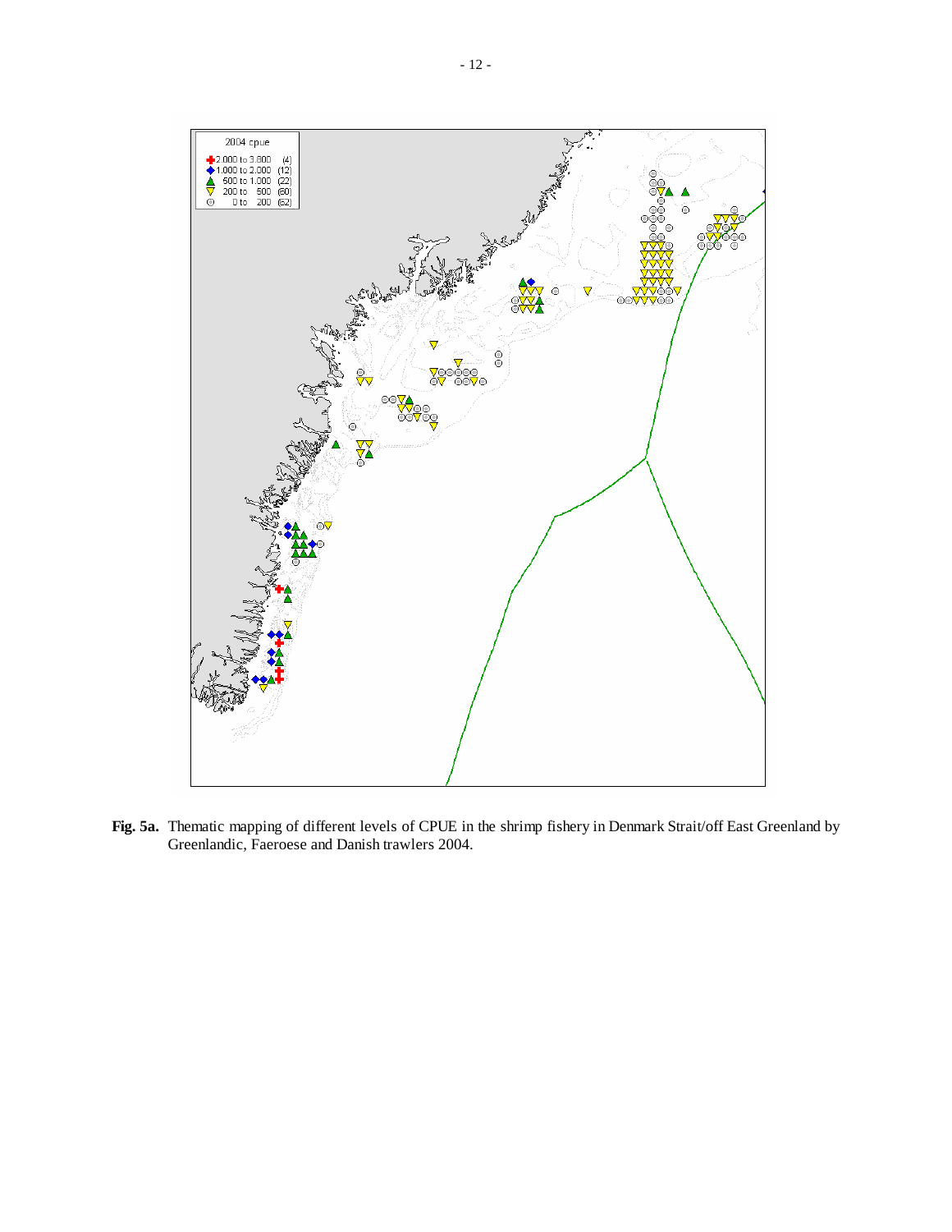**Fig. 5a.** Thematic mapping of different levels of CPUE in the shrimp fishery in Denmark Strait/off East Greenland by Greenlandic, Faeroese and Danish trawlers 2004.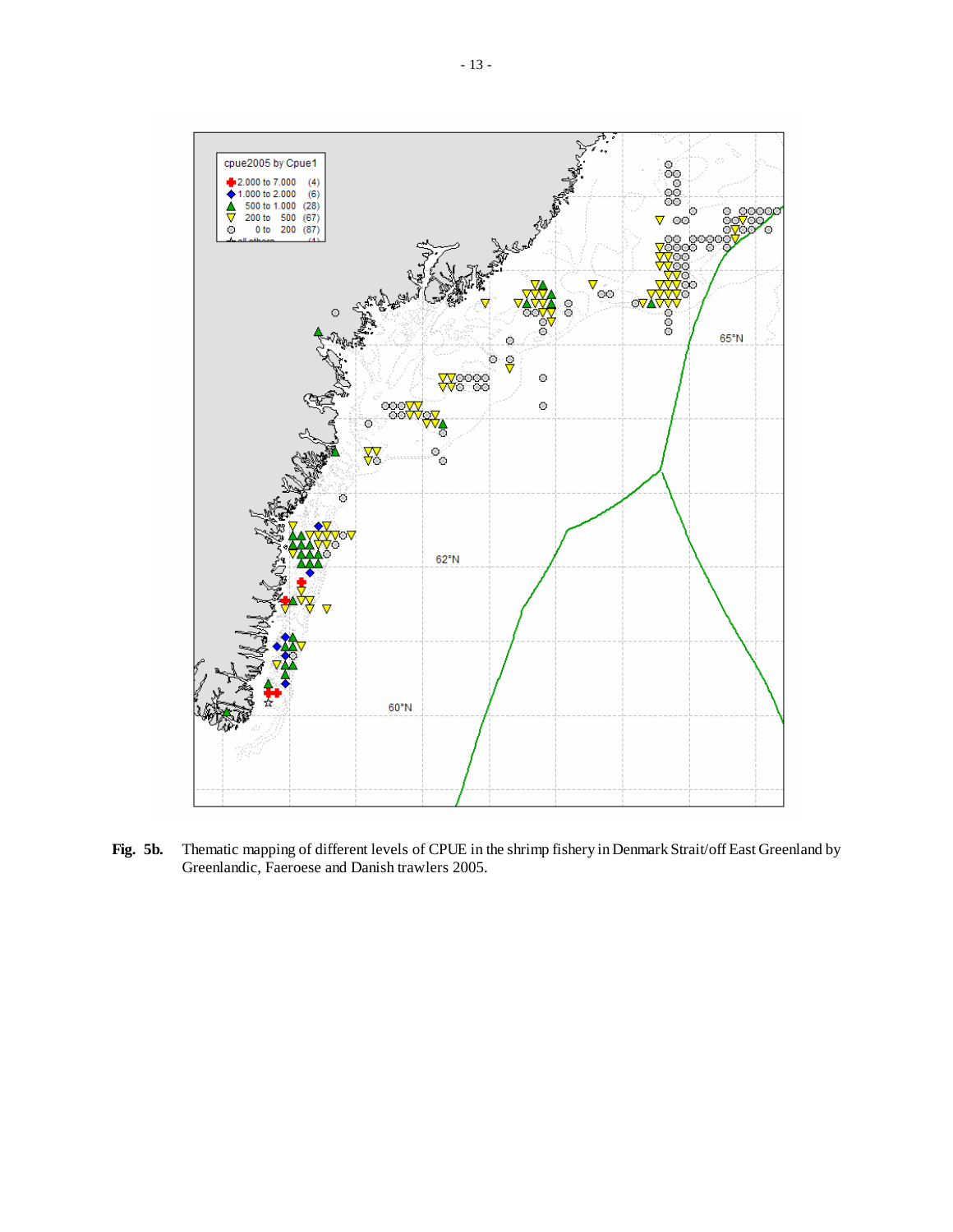**Fig. 5b.** Thematic mapping of different levels of CPUE in the shrimp fishery in Denmark Strait/off East Greenland by Greenlandic, Faeroese and Danish trawlers 2005.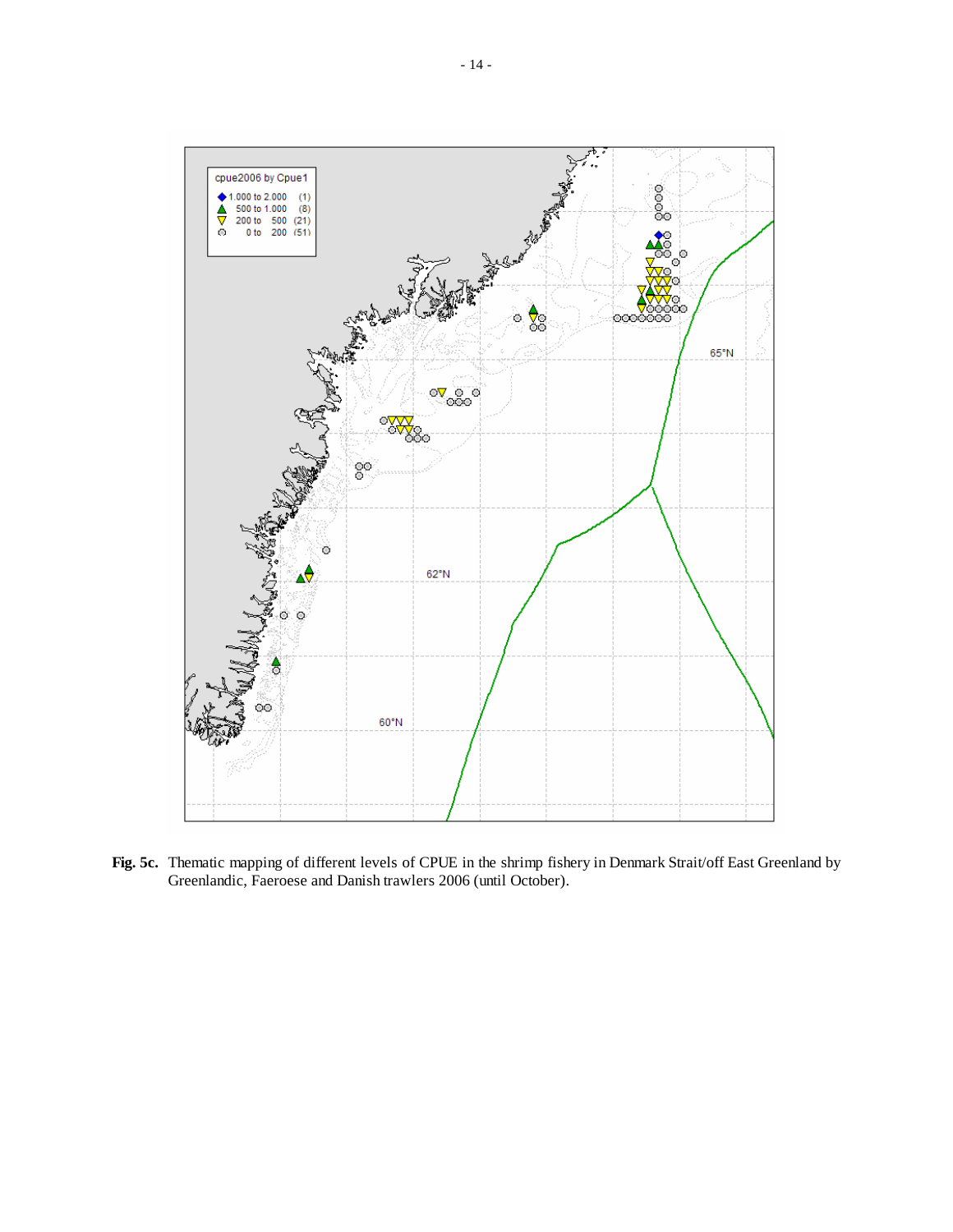**Fig. 5c.** Thematic mapping of different levels of CPUE in the shrimp fishery in Denmark Strait/off East Greenland by Greenlandic, Faeroese and Danish trawlers 2006 (until October).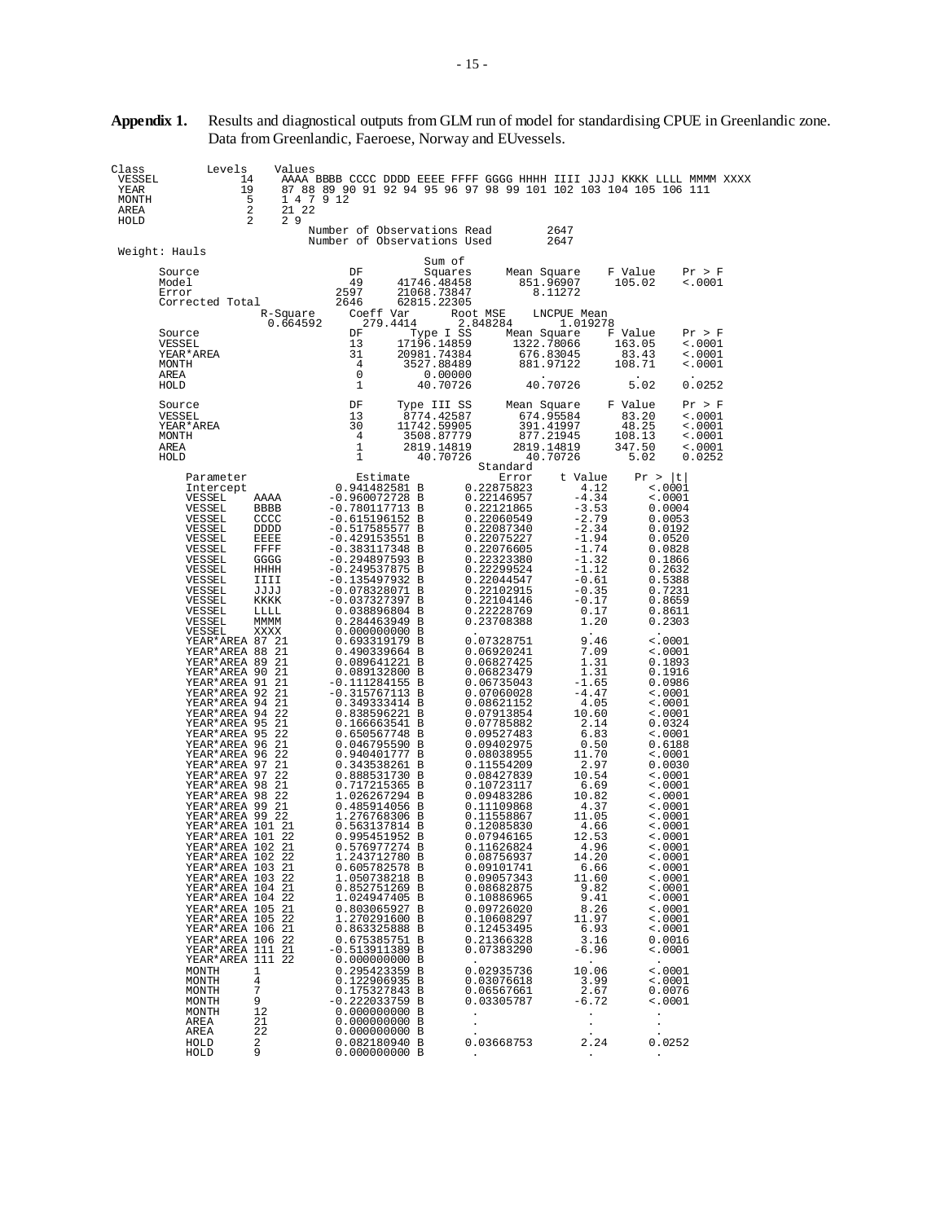**Appendix 1.** Results and diagnostical outputs from GLM run of model for standardising CPUE in Greenlandic zone. Data from Greenlandic, Faeroese, Norway and EUvessels.

```
Class         Levels    Values
 VESSEL           14    AAAA BBBB CCCC DDDD EEEE FFFF GGGG HHHH IIII JJJJ KKKK LLLL MMMM XXXX
 YEAR             19    87 88 89 90 91 92 94 95 96 97 98 99 101 102 103 104 105 106 111
 MONTH             5    1 4 7 9 12
 AREA              2    21 22
 HOLD              2    2 9
                            Number of Observations Read         2647
                            Number of Observations Used         2647
 Weight: Hauls
                                             Sum of
      Source                      DF        Squares     Mean Square    F Value    Pr > F
      Model                       49    41746.48458      851.96907     105.02    <.0001
      Error                     2597    21068.73847        8.11272
      Corrected Total           2646    62815.22305
                    R-Square     Coeff Var      Root MSE    LNCPUE Mean
                    0.664592      279.4414      2.848284       1.019278
      Source                      DF      Type I SS     Mean Square    F Value    Pr > F
      VESSEL                      13    17196.14859     1322.78066     163.05    <.0001
      YEAR*AREA                   31    20981.74384      676.83045      83.43    <.0001
      MONTH                        4     3527.88489      881.97122     108.71    <.0001
      AREA                         0        0.00000          .           .         .
      HOLD                         1       40.70726       40.70726       5.02    0.0252

      Source                      DF    Type III SS     Mean Square    F Value    Pr > F
      VESSEL                      13     8774.42587      674.95584      83.20    <.0001
      YEAR*AREA                   30    11742.59905      391.41997      48.25    <.0001
      MONTH                        4     3508.87779      877.21945     108.13    <.0001
      AREA                         1     2819.14819     2819.14819     347.50    <.0001
      HOLD                         1       40.70726       40.70726       5.02    0.0252
                                                           Standard
         Parameter                    Estimate                Error    t Value    Pr > |t|
         Intercept                 0.941482581 B         0.22875823       4.12      <.0001
         VESSEL      AAAA         -0.960072728 B         0.22146957      -4.34      <.0001
         VESSEL      BBBB         -0.780117713 B         0.22121865      -3.53      0.0004
         VESSEL      CCCC         -0.615196152 B         0.22060549      -2.79      0.0053
         VESSEL      DDDD         -0.517585577 B         0.22087340      -2.34      0.0192
         VESSEL      EEEE         -0.429153551 B         0.22075227      -1.94      0.0520
         VESSEL      FFFF         -0.383117348 B         0.22076605      -1.74      0.0828
         VESSEL      GGGG         -0.294897593 B         0.22323380      -1.32      0.1866
         VESSEL      HHHH         -0.249537875 B         0.22299524      -1.12      0.2632
         VESSEL      IIII         -0.135497932 B         0.22044547      -0.61      0.5388
         VESSEL      JJJJ         -0.078328071 B         0.22102915      -0.35      0.7231
         VESSEL      KKKK         -0.037327397 B         0.22104146      -0.17      0.8659
         VESSEL      LLLL          0.038896804 B         0.22228769       0.17      0.8611
         VESSEL      MMMM          0.284463949 B         0.23708388       1.20      0.2303
         VESSEL      XXXX          0.000000000 B          .                .         .
         YEAR*AREA 87 21           0.693319179 B         0.07328751       9.46      <.0001
         YEAR*AREA 88 21           0.490339664 B         0.06920241       7.09      <.0001
         YEAR*AREA 89 21           0.089641221 B         0.06827425       1.31      0.1893
         YEAR*AREA 90 21           0.089132800 B         0.06823479       1.31      0.1916
         YEAR*AREA 91 21          -0.111284155 B         0.06735043      -1.65      0.0986
         YEAR*AREA 92 21          -0.315767113 B         0.07060028      -4.47      <.0001
         YEAR*AREA 94 21           0.349333414 B         0.08621152       4.05      <.0001
         YEAR*AREA 94 22           0.838596221 B         0.07913854      10.60      <.0001
         YEAR*AREA 95 21           0.166663541 B         0.07785882       2.14      0.0324
         YEAR*AREA 95 22           0.650567748 B         0.09527483       6.83      <.0001
         YEAR*AREA 96 21           0.046795590 B         0.09402975       0.50      0.6188
         YEAR*AREA 96 22           0.940401777 B         0.08038955      11.70      <.0001
         YEAR*AREA 97 21           0.343538261 B         0.11554209       2.97      0.0030
         YEAR*AREA 97 22           0.888531730 B         0.08427839      10.54      <.0001
         YEAR*AREA 98 21           0.717215365 B         0.10723117       6.69      <.0001
         YEAR*AREA 98 22           1.026267294 B         0.09483286      10.82      <.0001
         YEAR*AREA 99 21           0.485914056 B         0.11109868       4.37      <.0001
         YEAR*AREA 99 22           1.276768306 B         0.11558867      11.05      <.0001
         YEAR*AREA 101 21          0.563137814 B         0.12085830       4.66      <.0001
         YEAR*AREA 101 22          0.995451952 B         0.07946165      12.53      <.0001
         YEAR*AREA 102 21          0.576977274 B         0.11626824       4.96      <.0001
         YEAR*AREA 102 22          1.243712780 B         0.08756937      14.20      <.0001
         YEAR*AREA 103 21          0.605782578 B         0.09101741       6.66      <.0001
         YEAR*AREA 103 22          1.050738218 B         0.09057343      11.60      <.0001
         YEAR*AREA 104 21          0.852751269 B         0.08682875       9.82      <.0001
         YEAR*AREA 104 22          1.024947405 B         0.10886965       9.41      <.0001
         YEAR*AREA 105 21          0.803065927 B         0.09726020       8.26      <.0001
         YEAR*AREA 105 22          1.270291600 B         0.10608297      11.97      <.0001
         YEAR*AREA 106 21          0.863325888 B         0.12453495       6.93      <.0001
         YEAR*AREA 106 22          0.675385751 B         0.21366328       3.16      0.0016
         YEAR*AREA 111 21         -0.513911389 B         0.07383290      -6.96      <.0001
         YEAR*AREA 111 22          0.000000000 B          .                .         .
         MONTH       1             0.295423359 B         0.02935736      10.06      <.0001
         MONTH       4             0.122906935 B         0.03076618       3.99      <.0001
         MONTH       7             0.175327843 B         0.06567661       2.67      0.0076
         MONTH       9            -0.222033759 B         0.03305787      -6.72      <.0001
         MONTH       12            0.000000000 B          .                .         .
         AREA        21            0.000000000 B          .                .         .
         AREA        22            0.000000000 B          .                .         .
         HOLD        2             0.082180940 B         0.03668753       2.24      0.0252
         HOLD        9             0.000000000 B          .                .         .
```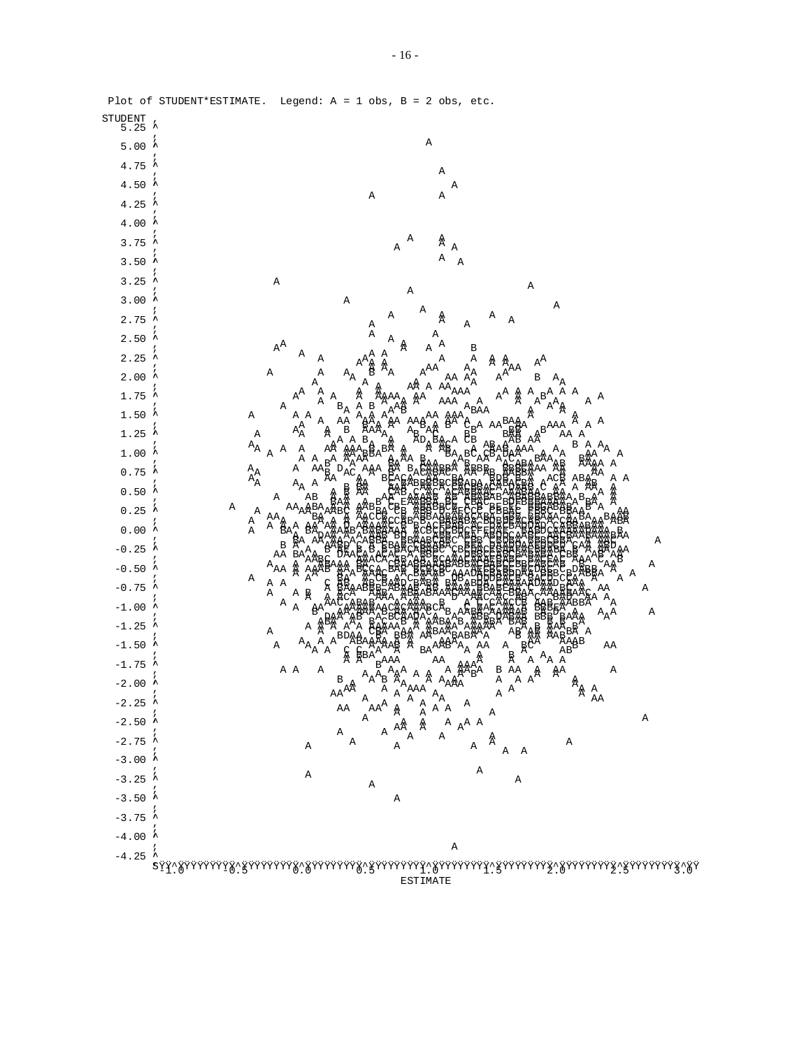Plot of STUDENT*ESTIMATE.  Legend: A = 1 obs, B = 2 obs, etc.

STUDENT (vertical axis, -4.25 to 5.25) vs. ESTIMATE (horizontal axis, -1.0 to 3.0)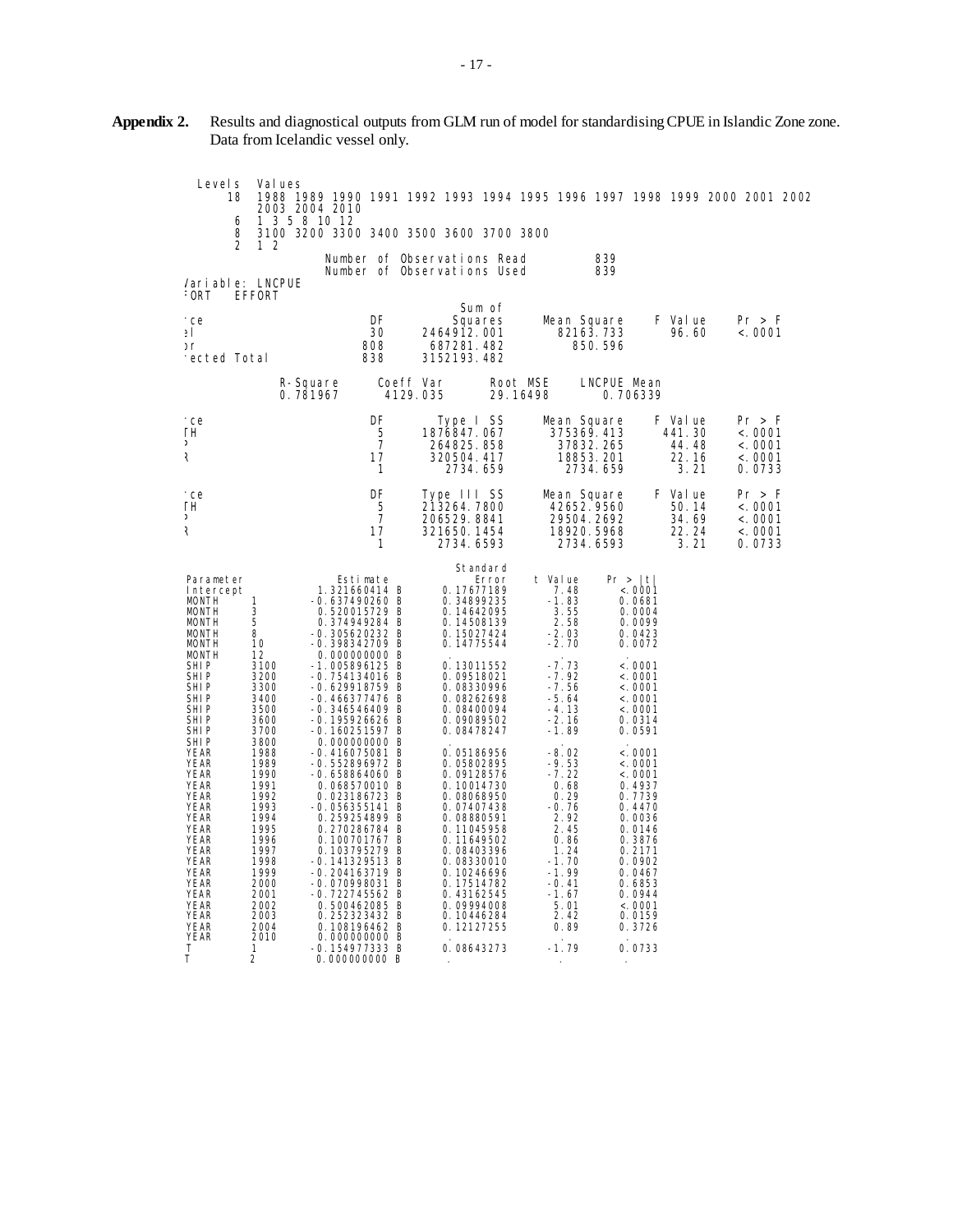**Appendix 2.** Results and diagnostical outputs from GLM run of model for standardising CPUE in Islandic Zone zone. Data from Icelandic vessel only.

| Levels | Values |
|---|---|
| 18 | 1988 1989 1990 1991 1992 1993 1994 1995 1996 1997 1998 1999 2000 2001 2002 2003 2004 2010 |
| 6 | 1 3 5 8 10 12 |
| 8 | 3100 3200 3300 3400 3500 3600 3700 3800 |
| 2 | 1 2 |

Number of Observations Read 839
Number of Observations Used 839

/ariable: LNCPUE
:ORT EFFORT

| ·ce | DF | Sum of Squares | Mean Square | F Value | Pr > F |
|---|---|---|---|---|---|
| ǝl | 30 | 2464912.001 | 82163.733 | 96.60 | <.0001 |
| ɔr | 808 | 687281.482 | 850.596 | | |
| ·ected Total | 838 | 3152193.482 | | | |

| R-Square | Coeff Var | Root MSE | LNCPUE Mean |
|---|---|---|---|
| 0.781967 | 4129.035 | 29.16498 | 0.706339 |

| ·ce | DF | Type I SS | Mean Square | F Value | Pr > F |
|---|---|---|---|---|---|
| TH | 5 | 1876847.067 | 375369.413 | 441.30 | <.0001 |
| ˃ | 7 | 264825.858 | 37832.265 | 44.48 | <.0001 |
| ℛ | 17 | 320504.417 | 18853.201 | 22.16 | <.0001 |
| | 1 | 2734.659 | 2734.659 | 3.21 | 0.0733 |

| ·ce | DF | Type III SS | Mean Square | F Value | Pr > F |
|---|---|---|---|---|---|
| TH | 5 | 213264.7800 | 42652.9560 | 50.14 | <.0001 |
| ˃ | 7 | 206529.8841 | 29504.2692 | 34.69 | <.0001 |
| ℛ | 17 | 321650.1454 | 18920.5968 | 22.24 | <.0001 |
| | 1 | 2734.6593 | 2734.6593 | 3.21 | 0.0733 |

| Parameter | | Estimate | | Standard Error | t Value | Pr > \|t\| |
|---|---|---|---|---|---|---|
| Intercept | | 1.321660414 | B | 0.17677189 | 7.48 | <.0001 |
| MONTH | 1 | -0.637490260 | B | 0.34899235 | -1.83 | 0.0681 |
| MONTH | 3 | 0.520015729 | B | 0.14642095 | 3.55 | 0.0004 |
| MONTH | 5 | 0.374949284 | B | 0.14508139 | 2.58 | 0.0099 |
| MONTH | 8 | -0.305620232 | B | 0.15027424 | -2.03 | 0.0423 |
| MONTH | 10 | -0.398342709 | B | 0.14775544 | -2.70 | 0.0072 |
| MONTH | 12 | 0.000000000 | B | . | . | . |
| SHIP | 3100 | -1.005896125 | B | 0.13011552 | -7.73 | <.0001 |
| SHIP | 3200 | -0.754134016 | B | 0.09518021 | -7.92 | <.0001 |
| SHIP | 3300 | -0.629918759 | B | 0.08330996 | -7.56 | <.0001 |
| SHIP | 3400 | -0.466377476 | B | 0.08262698 | -5.64 | <.0001 |
| SHIP | 3500 | -0.346546409 | B | 0.08400094 | -4.13 | <.0001 |
| SHIP | 3600 | -0.195926626 | B | 0.09089502 | -2.16 | 0.0314 |
| SHIP | 3700 | -0.160251597 | B | 0.08478247 | -1.89 | 0.0591 |
| SHIP | 3800 | 0.000000000 | B | . | . | . |
| YEAR | 1988 | -0.416075081 | B | 0.05186956 | -8.02 | <.0001 |
| YEAR | 1989 | -0.552896972 | B | 0.05802895 | -9.53 | <.0001 |
| YEAR | 1990 | -0.658864060 | B | 0.09128576 | -7.22 | <.0001 |
| YEAR | 1991 | 0.068570010 | B | 0.10014730 | 0.68 | 0.4937 |
| YEAR | 1992 | 0.023186723 | B | 0.08068950 | 0.29 | 0.7739 |
| YEAR | 1993 | -0.056355141 | B | 0.07407438 | -0.76 | 0.4470 |
| YEAR | 1994 | 0.259254899 | B | 0.08880591 | 2.92 | 0.0036 |
| YEAR | 1995 | 0.270286784 | B | 0.11045958 | 2.45 | 0.0146 |
| YEAR | 1996 | 0.100701767 | B | 0.11649502 | 0.86 | 0.3876 |
| YEAR | 1997 | 0.103795279 | B | 0.08403396 | 1.24 | 0.2171 |
| YEAR | 1998 | -0.141329513 | B | 0.08330010 | -1.70 | 0.0902 |
| YEAR | 1999 | -0.204163719 | B | 0.10246696 | -1.99 | 0.0467 |
| YEAR | 2000 | -0.070998031 | B | 0.17514782 | -0.41 | 0.6853 |
| YEAR | 2001 | -0.722745562 | B | 0.43162545 | -1.67 | 0.0944 |
| YEAR | 2002 | 0.500462085 | B | 0.09994008 | 5.01 | <.0001 |
| YEAR | 2003 | 0.252323432 | B | 0.10446284 | 2.42 | 0.0159 |
| YEAR | 2004 | 0.108196462 | B | 0.12127255 | 0.89 | 0.3726 |
| YEAR | 2010 | 0.000000000 | B | . | . | . |
| T | 1 | -0.154977333 | B | 0.08643273 | -1.79 | 0.0733 |
| T | 2 | 0.000000000 | B | . | . | . |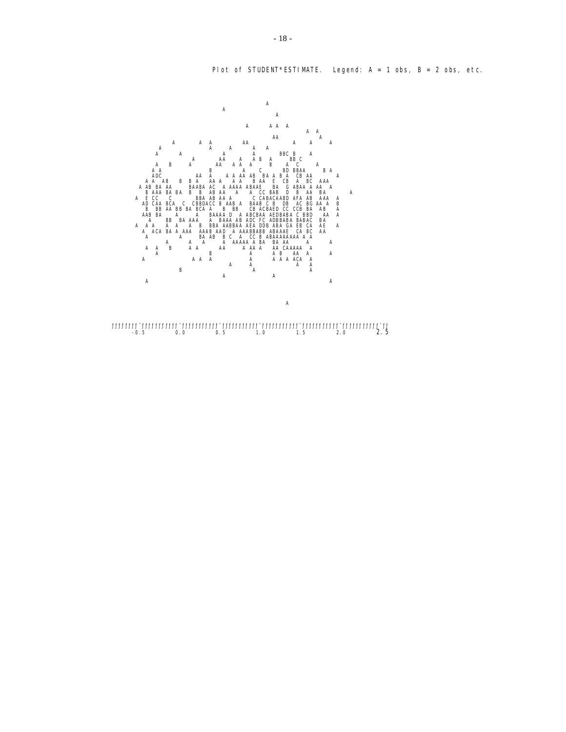Plot of STUDENT*ESTIMATE. Legend: A = 1 obs, B = 2 obs, etc.

-0.5 0.0 0.5 1.0 1.5 2.0 2.5